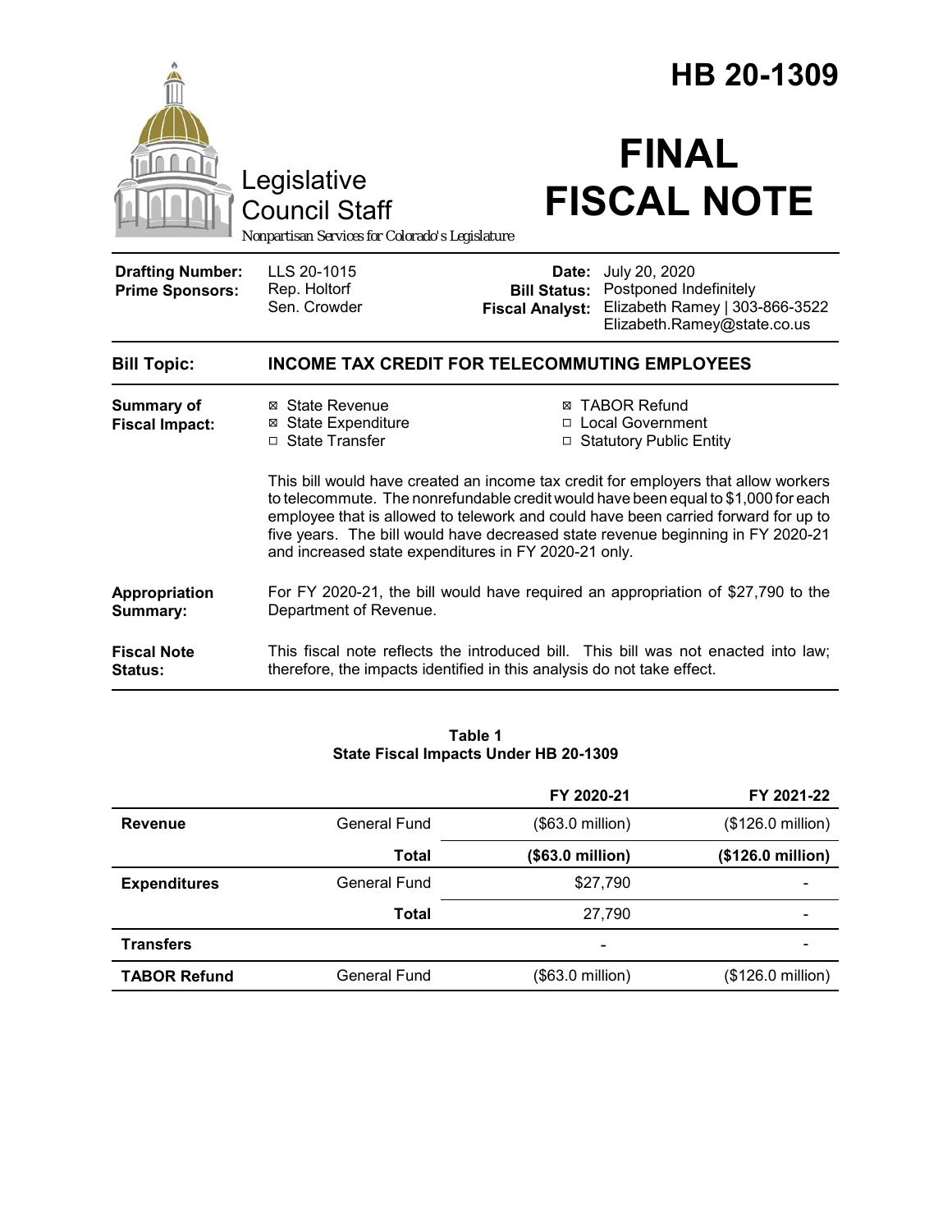# HB 20-1309

Legislative Council Staff

*Nonpartisan Services for Colorado's Legislature*

# FINAL FISCAL NOTE

| | | | |
|---|---|---|---|
| **Drafting Number:** | LLS 20-1015 | **Date:** | July 20, 2020 |
| **Prime Sponsors:** | Rep. Holtorf<br>Sen. Crowder | **Bill Status:** | Postponed Indefinitely |
| | | **Fiscal Analyst:** | Elizabeth Ramey \| 303-866-3522<br>Elizabeth.Ramey@state.co.us |

| | |
|---|---|
| **Bill Topic:** | **INCOME TAX CREDIT FOR TELECOMMUTING EMPLOYEES** |
| **Summary of Fiscal Impact:** | ☒ State Revenue<br>☒ State Expenditure<br>☐ State Transfer<br>☒ TABOR Refund<br>☐ Local Government<br>☐ Statutory Public Entity<br><br>This bill would have created an income tax credit for employers that allow workers to telecommute. The nonrefundable credit would have been equal to $1,000 for each employee that is allowed to telework and could have been carried forward for up to five years. The bill would have decreased state revenue beginning in FY 2020-21 and increased state expenditures in FY 2020-21 only. |
| **Appropriation Summary:** | For FY 2020-21, the bill would have required an appropriation of $27,790 to the Department of Revenue. |
| **Fiscal Note Status:** | This fiscal note reflects the introduced bill. This bill was not enacted into law; therefore, the impacts identified in this analysis do not take effect. |

**Table 1**
**State Fiscal Impacts Under HB 20-1309**

| | | FY 2020-21 | FY 2021-22 |
|---|---|---|---|
| **Revenue** | General Fund | ($63.0 million) | ($126.0 million) |
| | **Total** | **($63.0 million)** | **($126.0 million)** |
| **Expenditures** | General Fund | $27,790 | - |
| | **Total** | 27,790 | - |
| **Transfers** | | - | - |
| **TABOR Refund** | General Fund | ($63.0 million) | ($126.0 million) |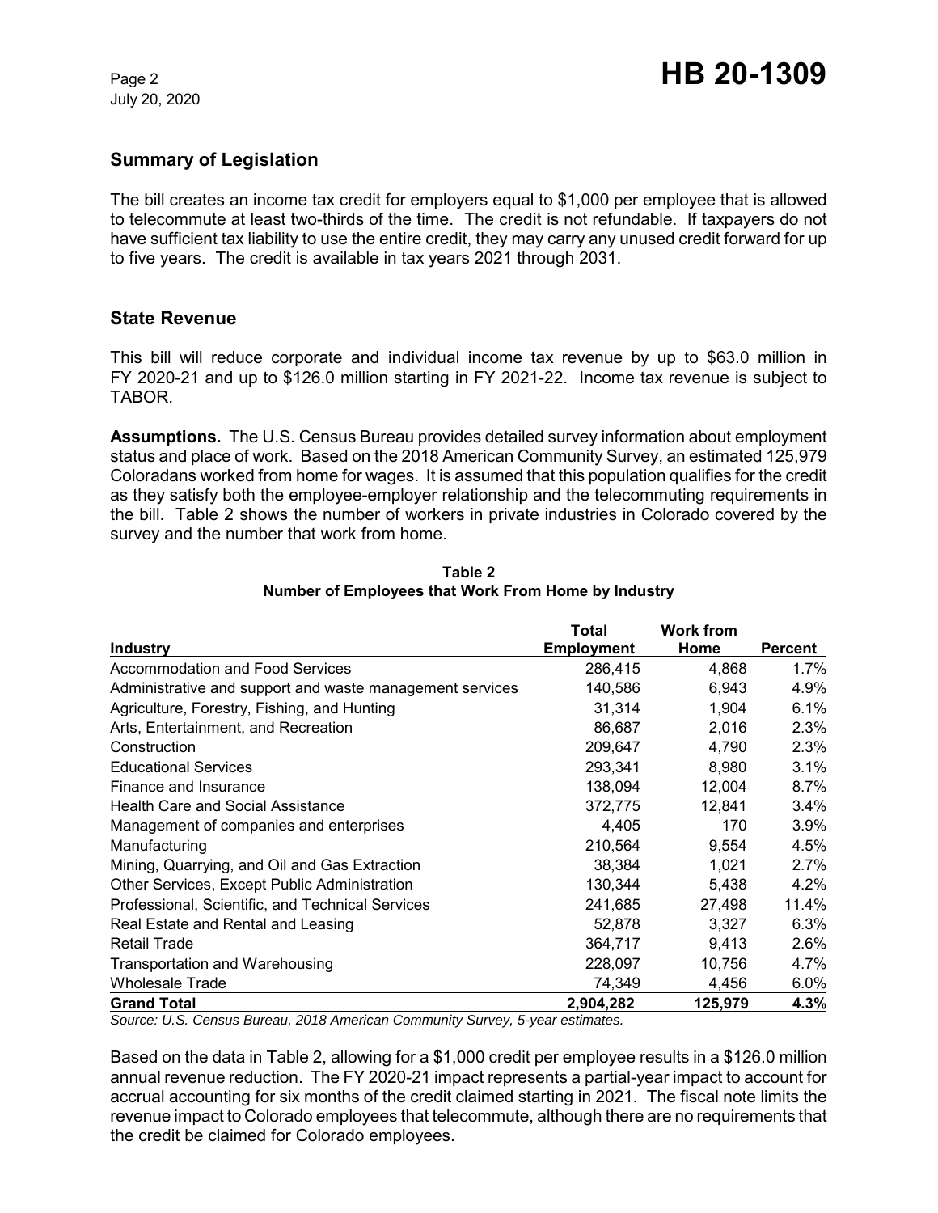## Summary of Legislation

The bill creates an income tax credit for employers equal to $1,000 per employee that is allowed to telecommute at least two-thirds of the time. The credit is not refundable. If taxpayers do not have sufficient tax liability to use the entire credit, they may carry any unused credit forward for up to five years. The credit is available in tax years 2021 through 2031.

## State Revenue

This bill will reduce corporate and individual income tax revenue by up to $63.0 million in FY 2020-21 and up to $126.0 million starting in FY 2021-22. Income tax revenue is subject to TABOR.

**Assumptions.** The U.S. Census Bureau provides detailed survey information about employment status and place of work. Based on the 2018 American Community Survey, an estimated 125,979 Coloradans worked from home for wages. It is assumed that this population qualifies for the credit as they satisfy both the employee-employer relationship and the telecommuting requirements in the bill. Table 2 shows the number of workers in private industries in Colorado covered by the survey and the number that work from home.

**Table 2**
**Number of Employees that Work From Home by Industry**

| Industry | Total Employment | Work from Home | Percent |
|---|---|---|---|
| Accommodation and Food Services | 286,415 | 4,868 | 1.7% |
| Administrative and support and waste management services | 140,586 | 6,943 | 4.9% |
| Agriculture, Forestry, Fishing, and Hunting | 31,314 | 1,904 | 6.1% |
| Arts, Entertainment, and Recreation | 86,687 | 2,016 | 2.3% |
| Construction | 209,647 | 4,790 | 2.3% |
| Educational Services | 293,341 | 8,980 | 3.1% |
| Finance and Insurance | 138,094 | 12,004 | 8.7% |
| Health Care and Social Assistance | 372,775 | 12,841 | 3.4% |
| Management of companies and enterprises | 4,405 | 170 | 3.9% |
| Manufacturing | 210,564 | 9,554 | 4.5% |
| Mining, Quarrying, and Oil and Gas Extraction | 38,384 | 1,021 | 2.7% |
| Other Services, Except Public Administration | 130,344 | 5,438 | 4.2% |
| Professional, Scientific, and Technical Services | 241,685 | 27,498 | 11.4% |
| Real Estate and Rental and Leasing | 52,878 | 3,327 | 6.3% |
| Retail Trade | 364,717 | 9,413 | 2.6% |
| Transportation and Warehousing | 228,097 | 10,756 | 4.7% |
| Wholesale Trade | 74,349 | 4,456 | 6.0% |
| **Grand Total** | **2,904,282** | **125,979** | **4.3%** |

*Source: U.S. Census Bureau, 2018 American Community Survey, 5-year estimates.*

Based on the data in Table 2, allowing for a $1,000 credit per employee results in a $126.0 million annual revenue reduction. The FY 2020-21 impact represents a partial-year impact to account for accrual accounting for six months of the credit claimed starting in 2021. The fiscal note limits the revenue impact to Colorado employees that telecommute, although there are no requirements that the credit be claimed for Colorado employees.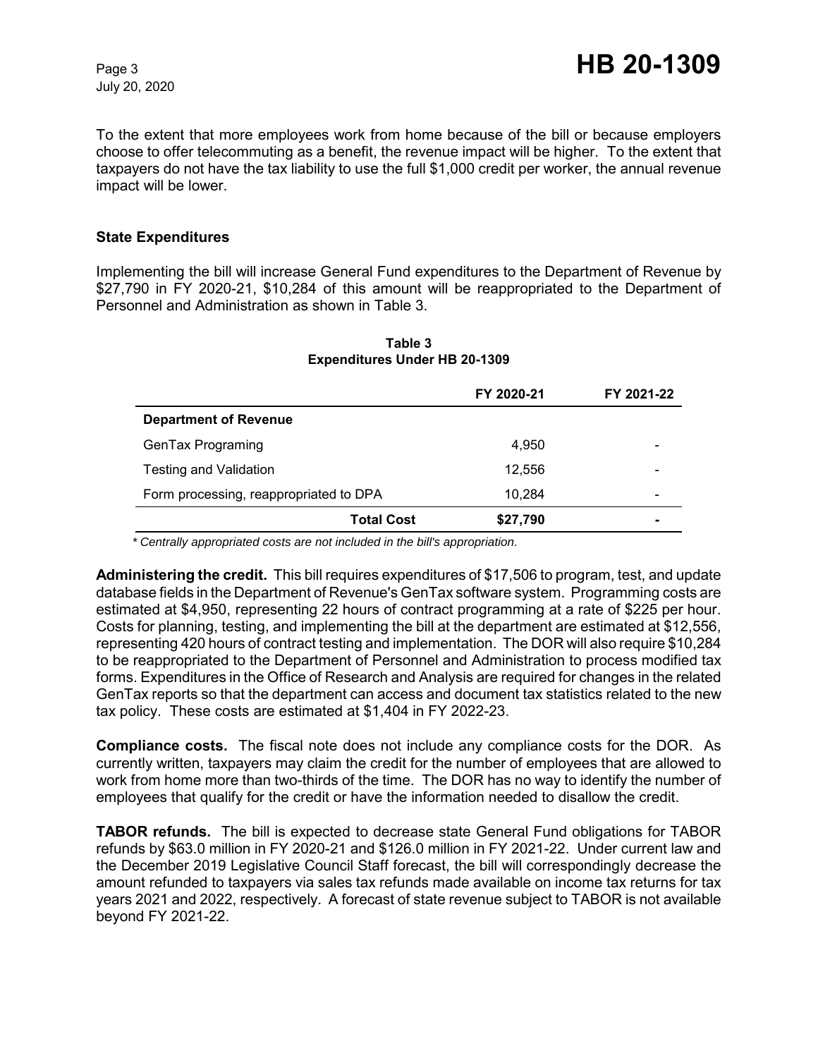To the extent that more employees work from home because of the bill or because employers choose to offer telecommuting as a benefit, the revenue impact will be higher. To the extent that taxpayers do not have the tax liability to use the full $1,000 credit per worker, the annual revenue impact will be lower.

### State Expenditures

Implementing the bill will increase General Fund expenditures to the Department of Revenue by $27,790 in FY 2020-21, $10,284 of this amount will be reappropriated to the Department of Personnel and Administration as shown in Table 3.

**Table 3**
**Expenditures Under HB 20-1309**

| | FY 2020-21 | FY 2021-22 |
|---|---|---|
| **Department of Revenue** | | |
| GenTax Programing | 4,950 | - |
| Testing and Validation | 12,556 | - |
| Form processing, reappropriated to DPA | 10,284 | - |
| **Total Cost** | **$27,790** | **-** |

*\* Centrally appropriated costs are not included in the bill's appropriation.*

**Administering the credit.** This bill requires expenditures of $17,506 to program, test, and update database fields in the Department of Revenue's GenTax software system. Programming costs are estimated at $4,950, representing 22 hours of contract programming at a rate of $225 per hour. Costs for planning, testing, and implementing the bill at the department are estimated at $12,556, representing 420 hours of contract testing and implementation. The DOR will also require $10,284 to be reappropriated to the Department of Personnel and Administration to process modified tax forms. Expenditures in the Office of Research and Analysis are required for changes in the related GenTax reports so that the department can access and document tax statistics related to the new tax policy. These costs are estimated at $1,404 in FY 2022-23.

**Compliance costs.** The fiscal note does not include any compliance costs for the DOR. As currently written, taxpayers may claim the credit for the number of employees that are allowed to work from home more than two-thirds of the time. The DOR has no way to identify the number of employees that qualify for the credit or have the information needed to disallow the credit.

**TABOR refunds.** The bill is expected to decrease state General Fund obligations for TABOR refunds by $63.0 million in FY 2020-21 and $126.0 million in FY 2021-22. Under current law and the December 2019 Legislative Council Staff forecast, the bill will correspondingly decrease the amount refunded to taxpayers via sales tax refunds made available on income tax returns for tax years 2021 and 2022, respectively. A forecast of state revenue subject to TABOR is not available beyond FY 2021-22.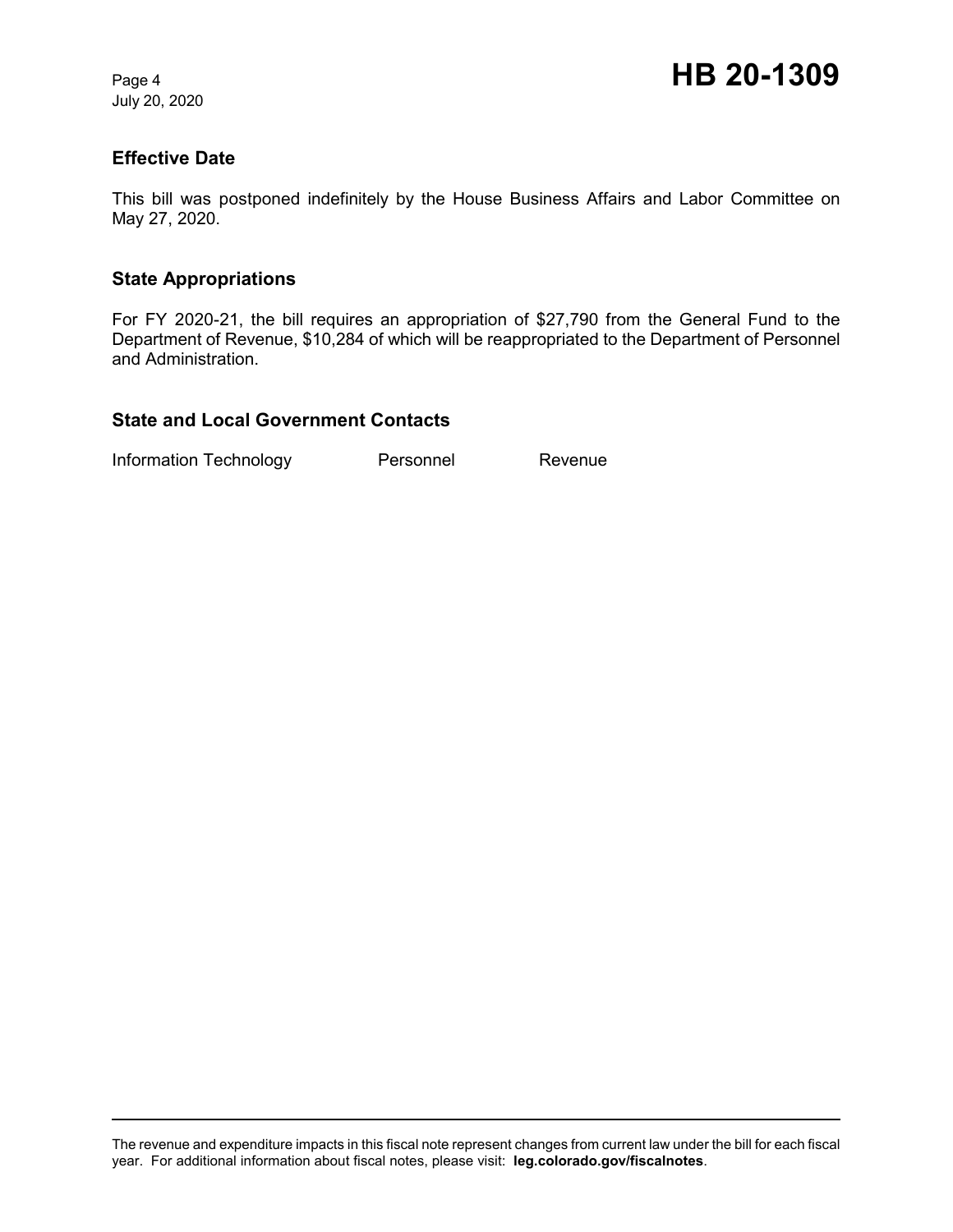## Effective Date

This bill was postponed indefinitely by the House Business Affairs and Labor Committee on May 27, 2020.

## State Appropriations

For FY 2020-21, the bill requires an appropriation of $27,790 from the General Fund to the Department of Revenue, $10,284 of which will be reappropriated to the Department of Personnel and Administration.

## State and Local Government Contacts

Information Technology Personnel Revenue

The revenue and expenditure impacts in this fiscal note represent changes from current law under the bill for each fiscal year. For additional information about fiscal notes, please visit: **leg.colorado.gov/fiscalnotes**.